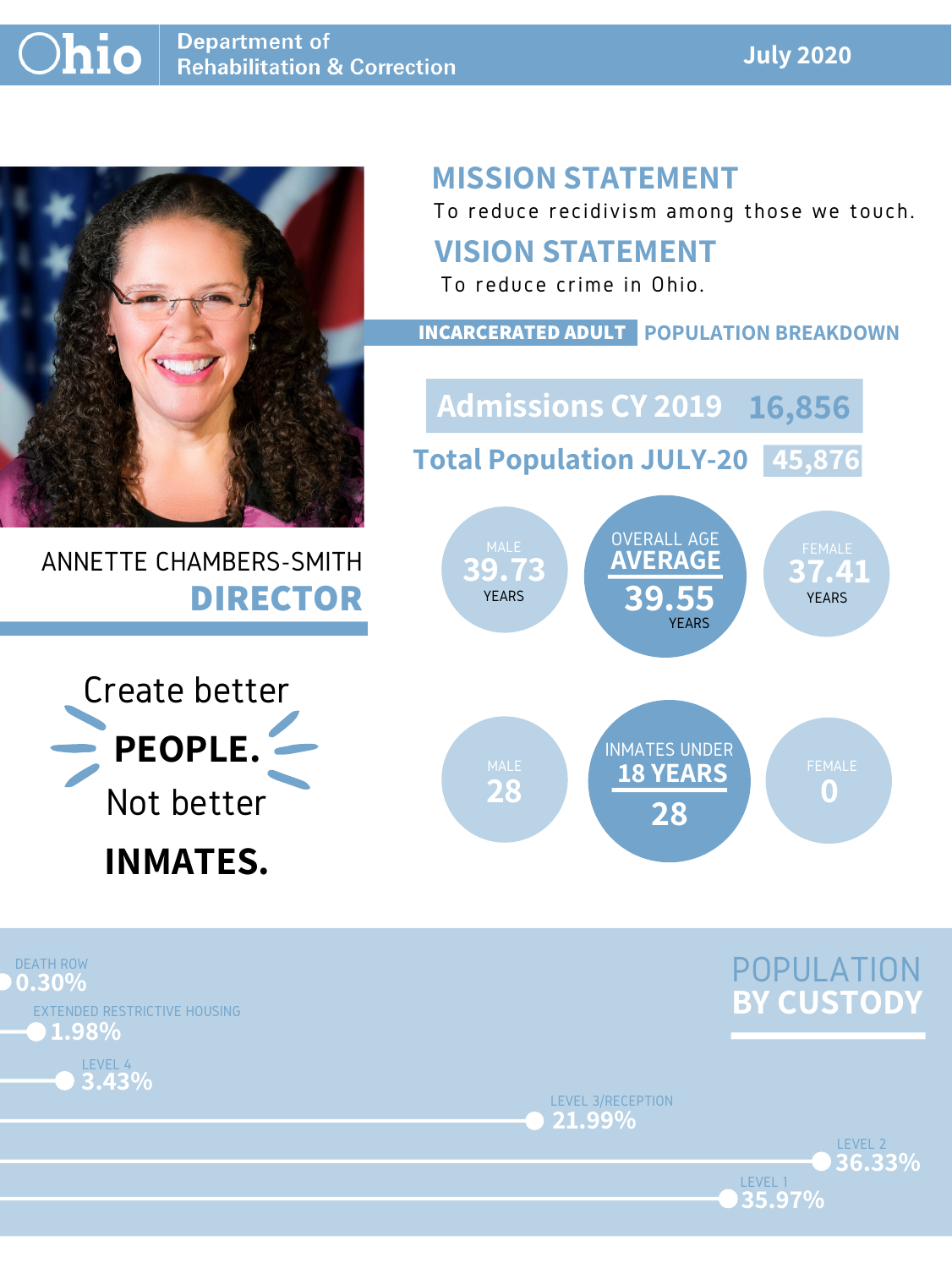# Ohio Department of Rehabilitation & Correction

**July 2020**

## MISSION STATEMENT

To reduce recidivism among those we touch.

## VISION STATEMENT

To reduce crime in Ohio.

ANNETTE CHAMBERS-SMITH

**DIRECTOR**

Create better **PEOPLE.** Not better **INMATES.**

## INCARCERATED ADULT POPULATION BREAKDOWN

**Admissions CY 2019** 16,856

**Total Population JULY-20** 45,876

| | |
|---|---|
| MALE | 39.73 YEARS |
| OVERALL AGE AVERAGE | 39.55 YEARS |
| FEMALE | 37.41 YEARS |

| | |
|---|---|
| MALE | 28 |
| INMATES UNDER 18 YEARS | 28 |
| FEMALE | 0 |

## POPULATION BY CUSTODY

| Custody | Percentage |
|---|---|
| DEATH ROW | 0.30% |
| EXTENDED RESTRICTIVE HOUSING | 1.98% |
| LEVEL 4 | 3.43% |
| LEVEL 3/RECEPTION | 21.99% |
| LEVEL 2 | 36.33% |
| LEVEL 1 | 35.97% |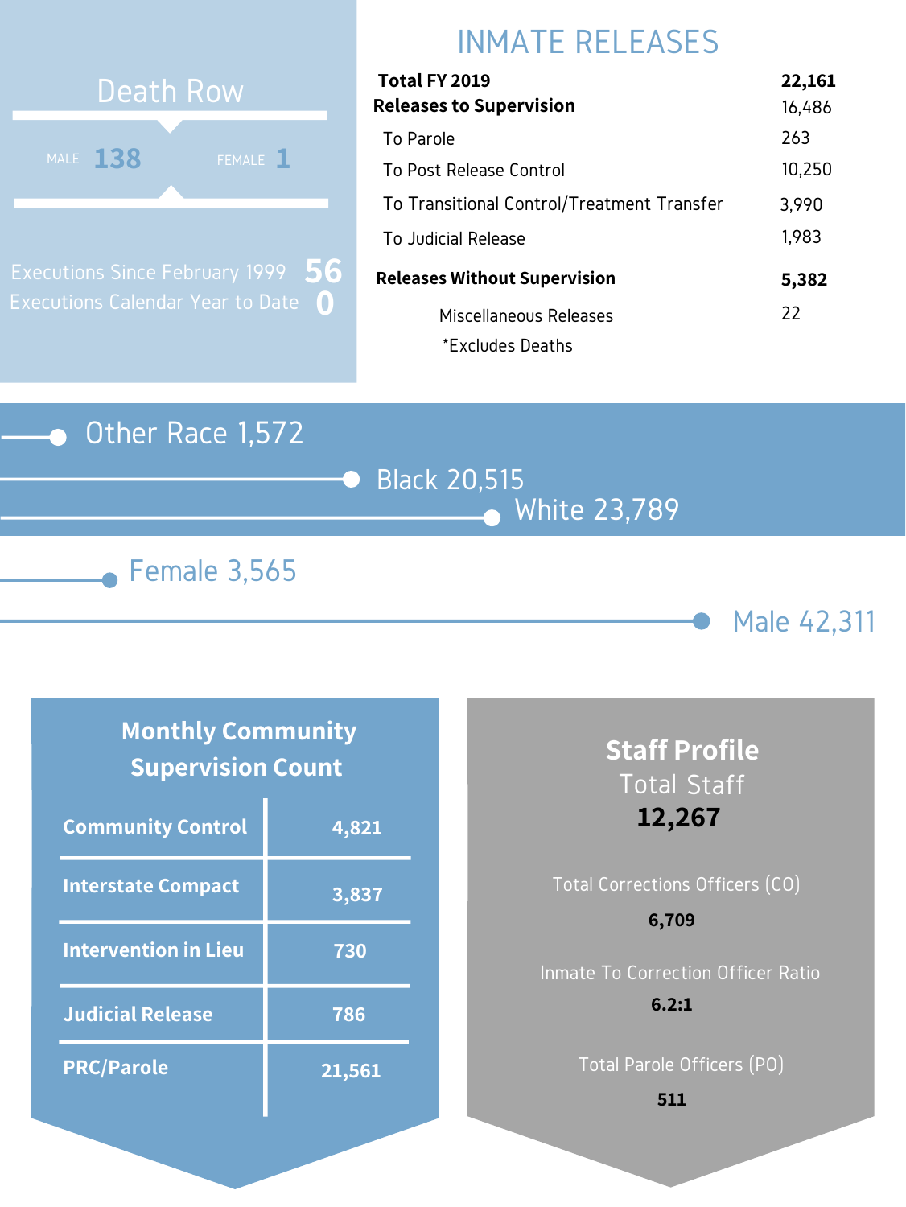## Death Row

| MALE | FEMALE |
|---|---|
| 138 | 1 |

Executions Since February 1999 **56**

Executions Calendar Year to Date **0**

## INMATE RELEASES

| | |
|---|---|
| **Total FY 2019** | **22,161** |
| **Releases to Supervision** | 16,486 |
| To Parole | 263 |
| To Post Release Control | 10,250 |
| To Transitional Control/Treatment Transfer | 3,990 |
| To Judicial Release | 1,983 |
| **Releases Without Supervision** | **5,382** |
| Miscellaneous Releases | 22 |

*Excludes Deaths

Other Race 1,572

Black 20,515

White 23,789

Female 3,565

Male 42,311

## Monthly Community Supervision Count

| | |
|---|---|
| **Community Control** | **4,821** |
| **Interstate Compact** | **3,837** |
| **Intervention in Lieu** | **730** |
| **Judicial Release** | **786** |
| **PRC/Parole** | **21,561** |

## Staff Profile

Total Staff

**12,267**

Total Corrections Officers (CO)

**6,709**

Inmate To Correction Officer Ratio

**6.2:1**

Total Parole Officers (PO)

**511**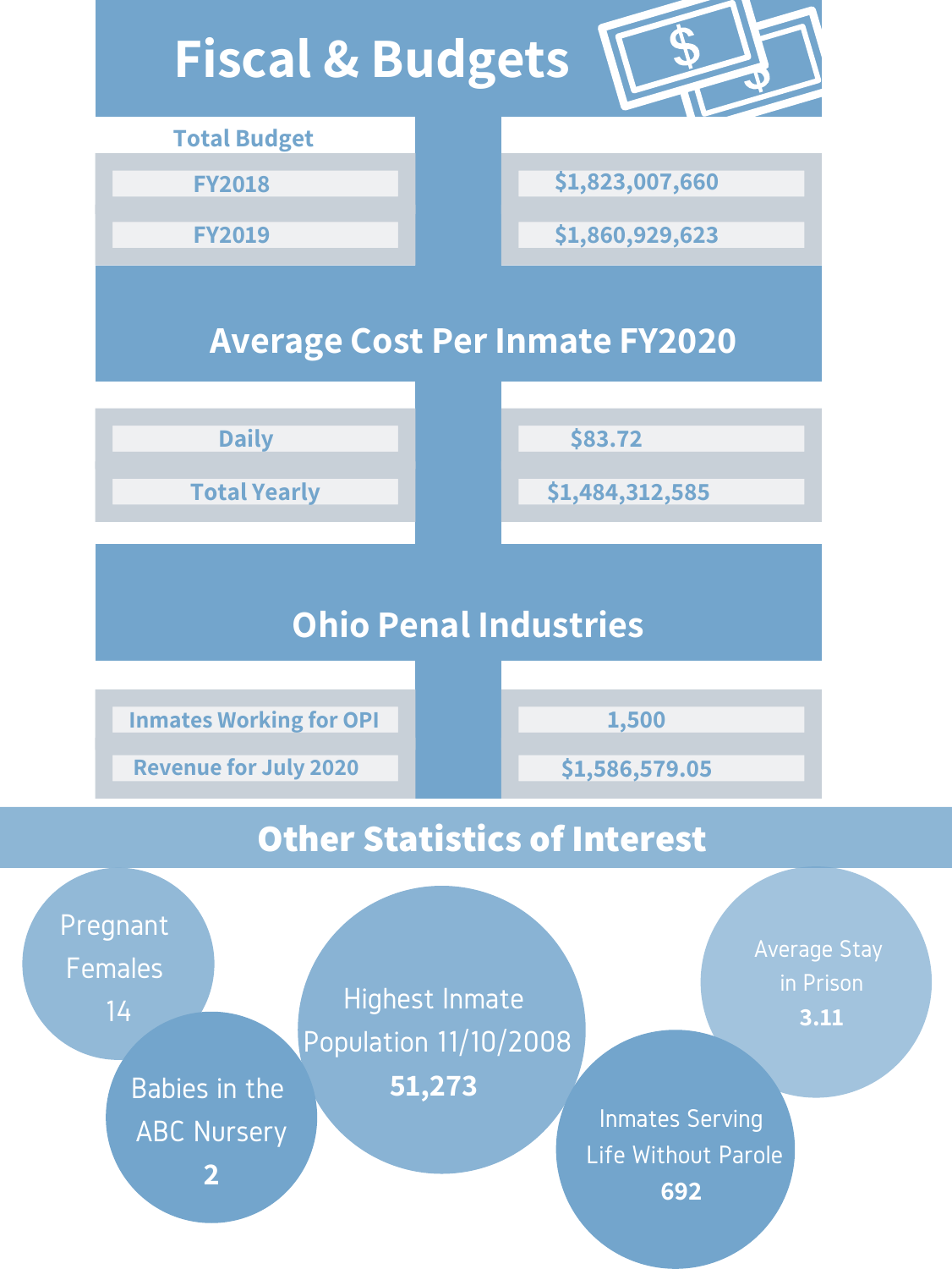# Fiscal & Budgets

## Total Budget

| | |
|---|---|
| FY2018 | $1,823,007,660 |
| FY2019 | $1,860,929,623 |

## Average Cost Per Inmate FY2020

| | |
|---|---|
| Daily | $83.72 |
| Total Yearly | $1,484,312,585 |

## Ohio Penal Industries

| | |
|---|---|
| Inmates Working for OPI | 1,500 |
| Revenue for July 2020 | $1,586,579.05 |

## Other Statistics of Interest

Pregnant Females
14

Babies in the ABC Nursery
**2**

Highest Inmate Population 11/10/2008
**51,273**

Inmates Serving Life Without Parole
**692**

Average Stay in Prison
**3.11**